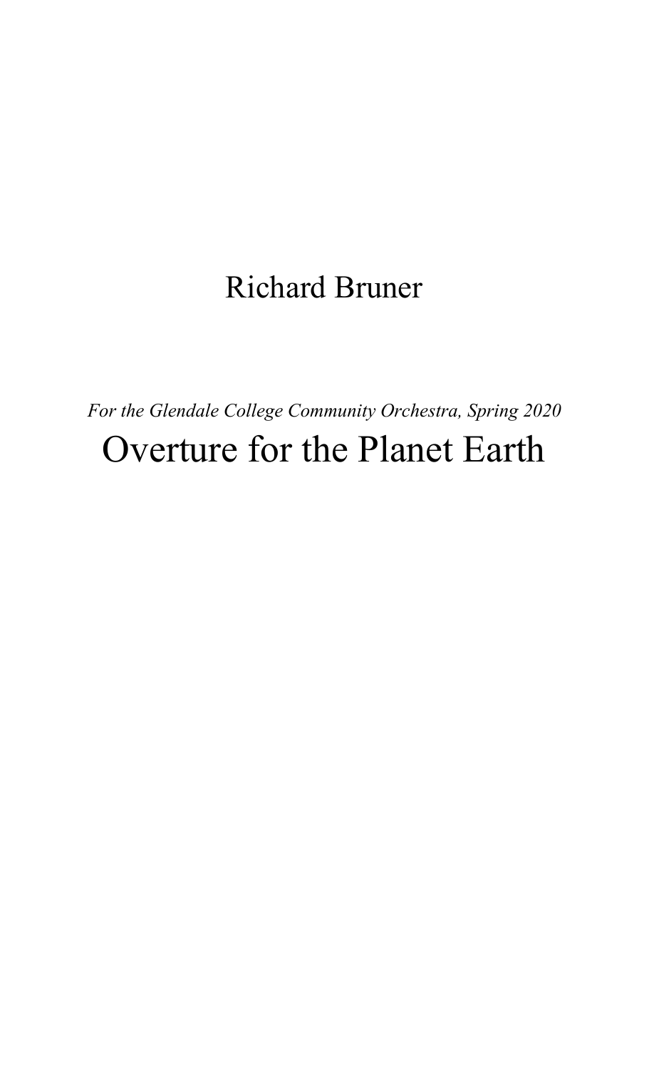Richard Bruner

*For the Glendale College Community Orchestra, Spring 2020*

# Overture for the Planet Earth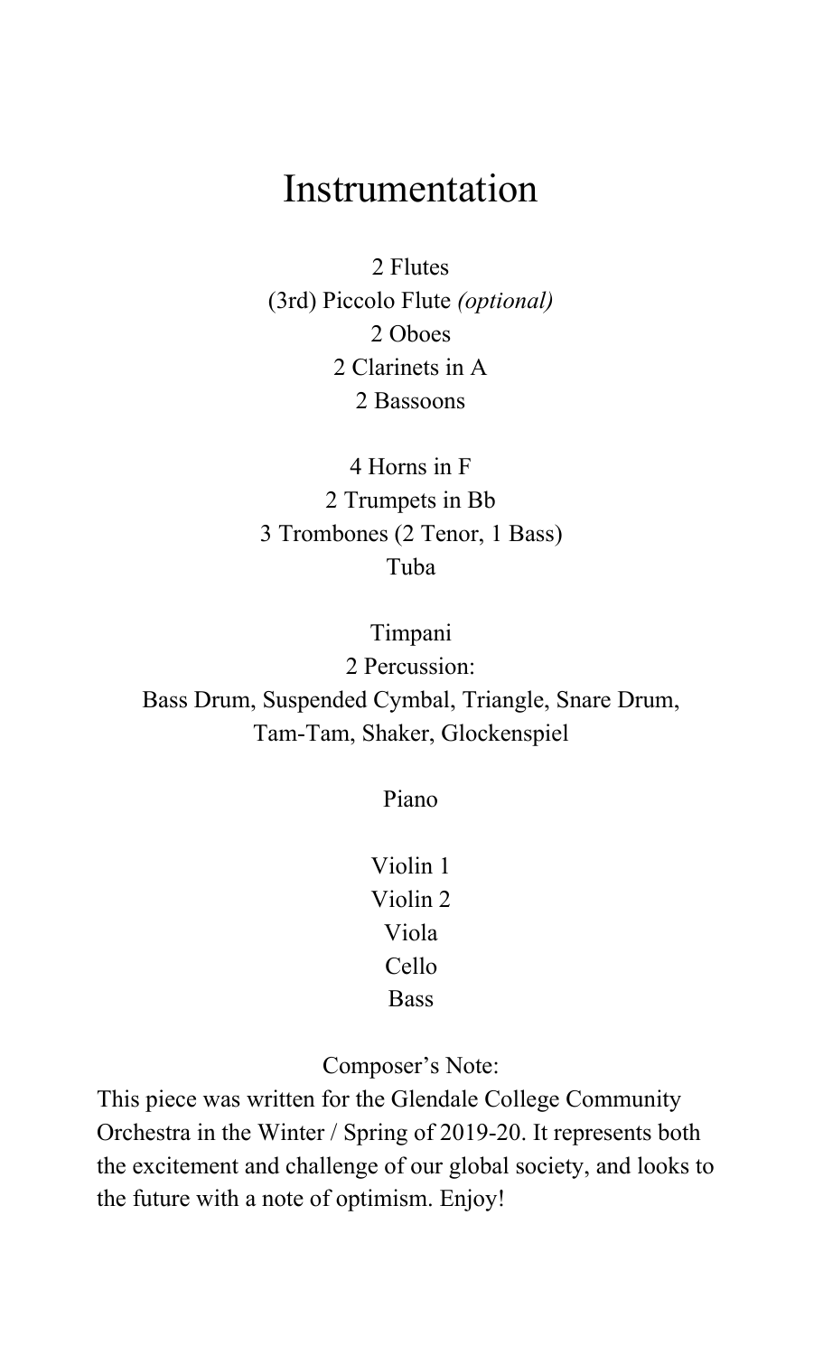# Instrumentation

2 Flutes
(3rd) Piccolo Flute *(optional)*
2 Oboes
2 Clarinets in A
2 Bassoons

4 Horns in F
2 Trumpets in Bb
3 Trombones (2 Tenor, 1 Bass)
Tuba

Timpani
2 Percussion:
Bass Drum, Suspended Cymbal, Triangle, Snare Drum, Tam-Tam, Shaker, Glockenspiel

Piano

Violin 1
Violin 2
Viola
Cello
Bass

Composer's Note:

This piece was written for the Glendale College Community Orchestra in the Winter / Spring of 2019-20. It represents both the excitement and challenge of our global society, and looks to the future with a note of optimism. Enjoy!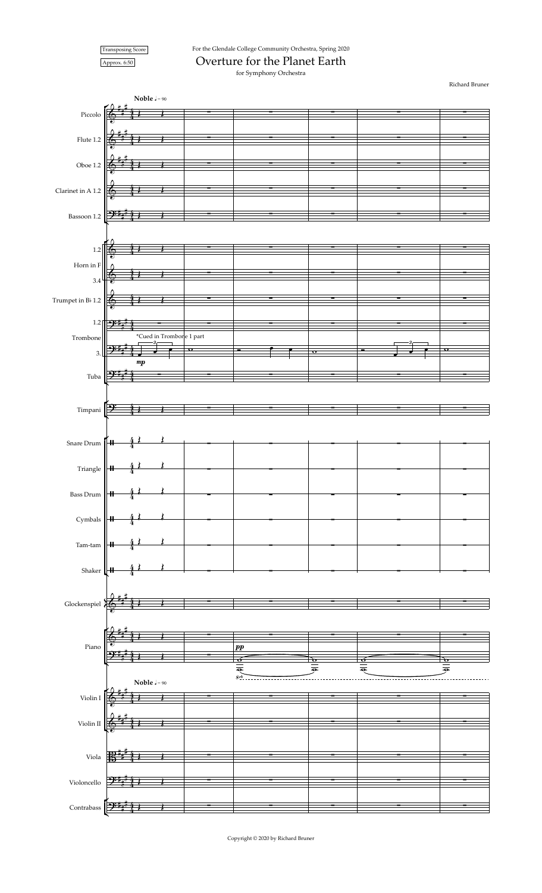Transposing Score

Approx. 6:50

For the Glendale College Community Orchestra, Spring 2020

# Overture for the Planet Earth

for Symphony Orchestra

Richard Bruner

Copyright © 2020 by Richard Bruner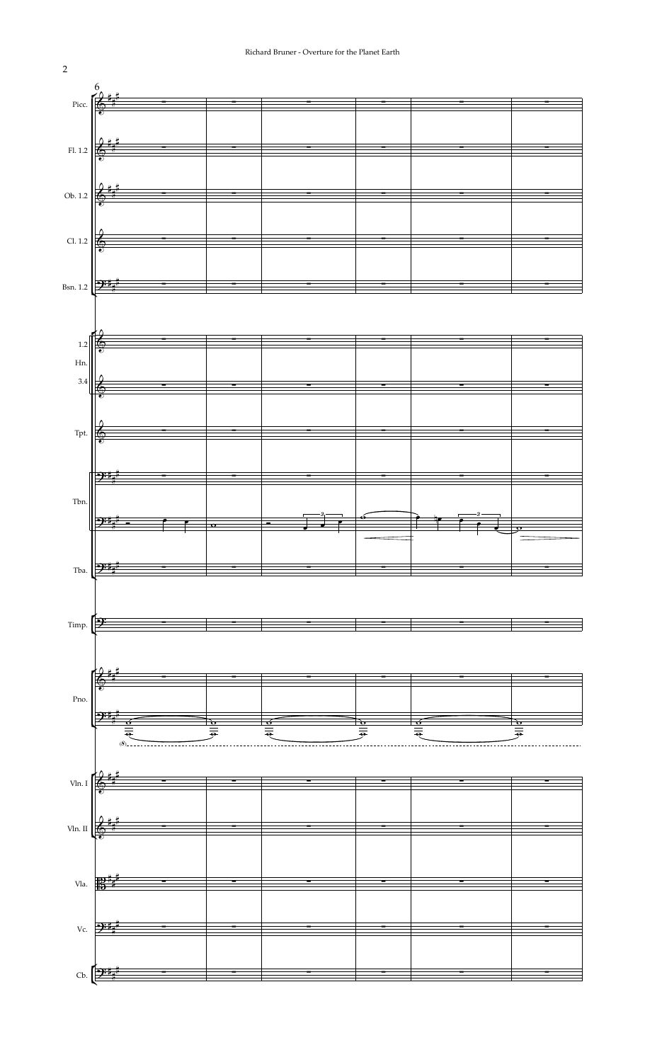6

Picc.

Fl. 1.2

Ob. 1.2

Cl. 1.2

Bsn. 1.2

Hn. 1.2

Hn. 3.4

Tpt.

Tbn.

Tba.

Timp.

Pno.

Vln. I

Vln. II

Vla.

Vc.

Cb.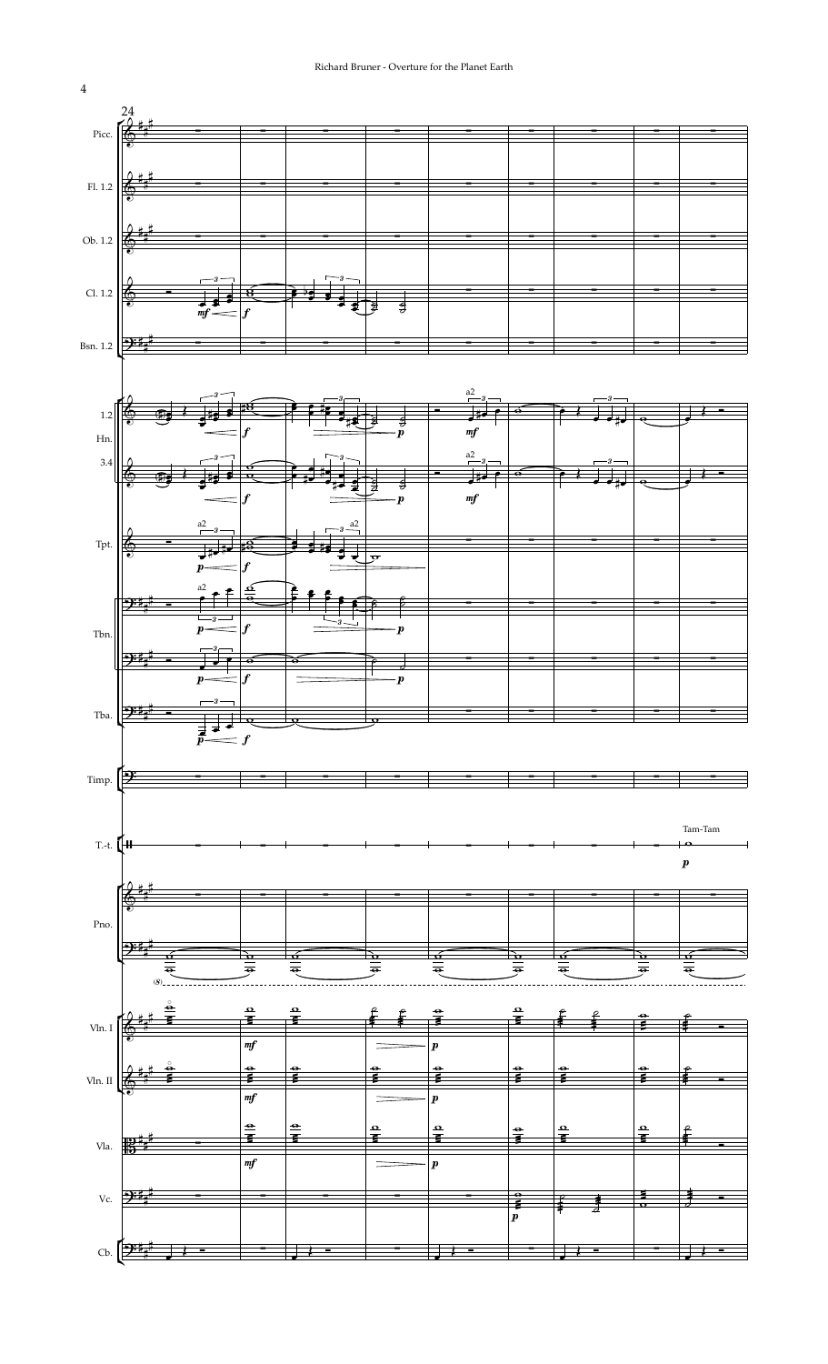Picc.

Fl. 1.2

Ob. 1.2

Cl. 1.2

Bsn. 1.2

Hn. 1.2

Hn. 3.4

Tpt.

Tbn.

Tba.

Timp.

T.-t.

Tam-Tam

Pno.

Vln. I

Vln. II

Vla.

Vc.

Cb.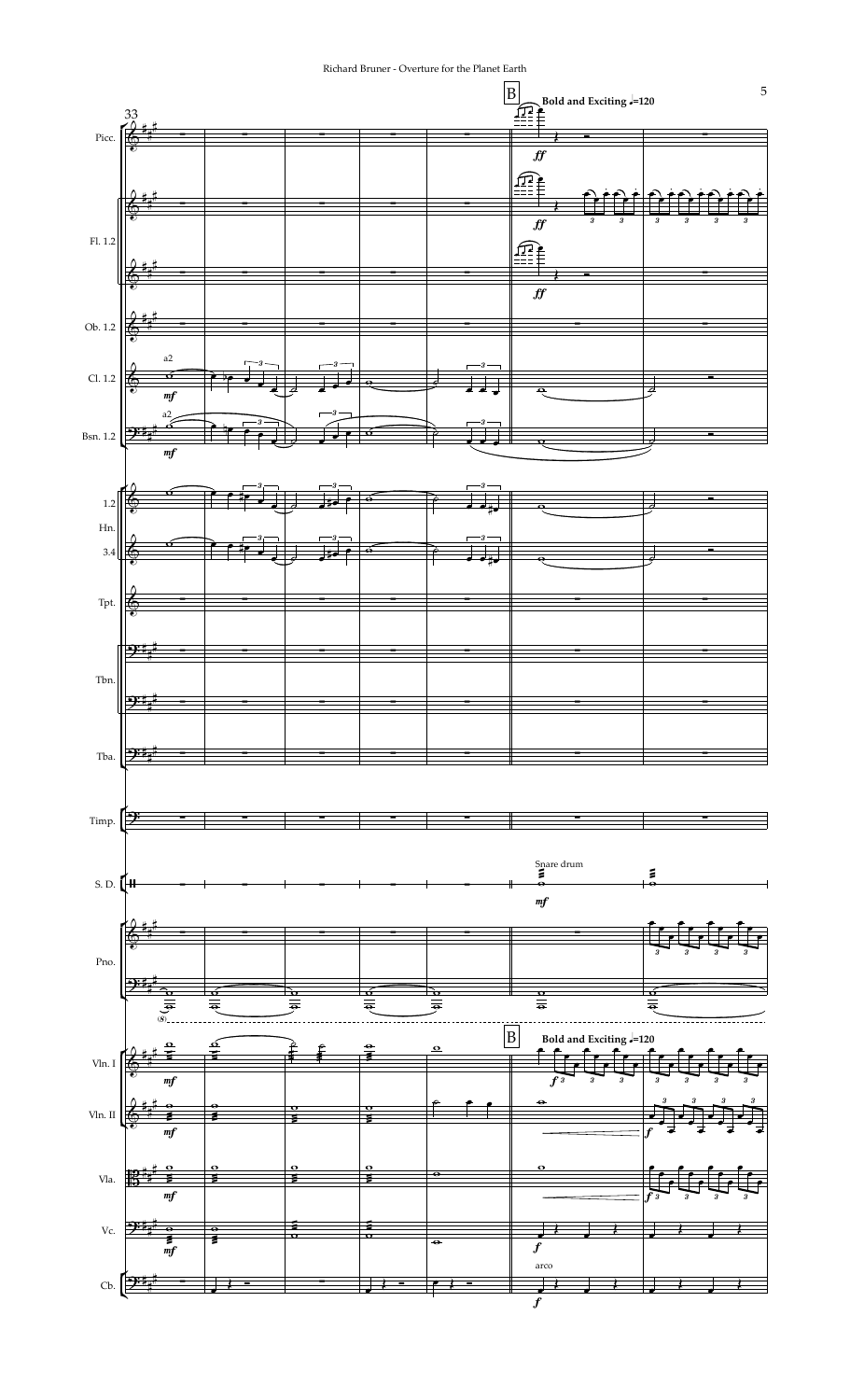**B** Bold and Exciting ♩=120

Picc.
Fl. 1.2
Ob. 1.2
Cl. 1.2 (a2)
Bsn. 1.2 (a2)
Hn. 1.2, 3.4
Tpt.
Tbn.
Tba.
Timp.
S. D. (Snare drum)
Pno.
Vln. I
Vln. II
Vla.
Vc.
Cb. (arco)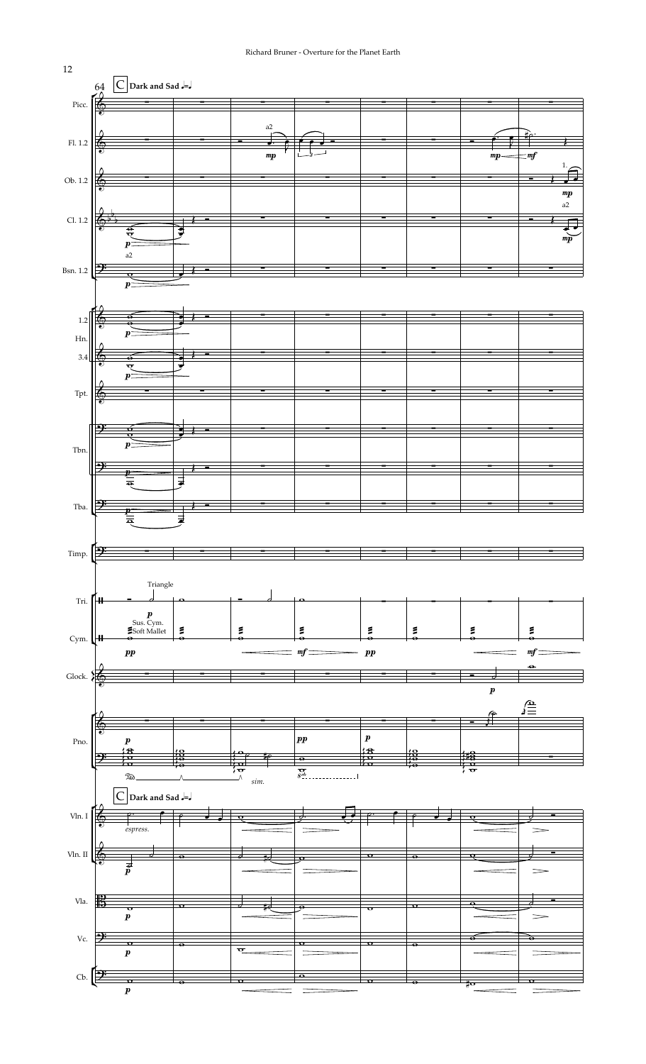C **Dark and Sad** ♩=♩

Picc.

Fl. 1.2 — a2 — *mp* — *mp* — *mf*

Ob. 1.2 — 1. — *mp*

Cl. 1.2 — *p* — a2 — *mp*

Bsn. 1.2 — a2 — *p*

Hn. 1.2 — *p*

Hn. 3.4 — *p*

Tpt.

Tbn. — *p*

Tba. — *p*

Timp.

Tri. — Triangle — *p*

Cym. — Sus. Cym. Soft Mallet — *pp* — *mf* — *pp* — *mf*

Glock. — *p*

Pno. — *p* — *pp* — *p* — *sim.* — *8vb*

C **Dark and Sad** ♩=♩

Vln. I — *espress.*

Vln. II — *p*

Vla. — *p*

Vc. — *p*

Cb. — *p*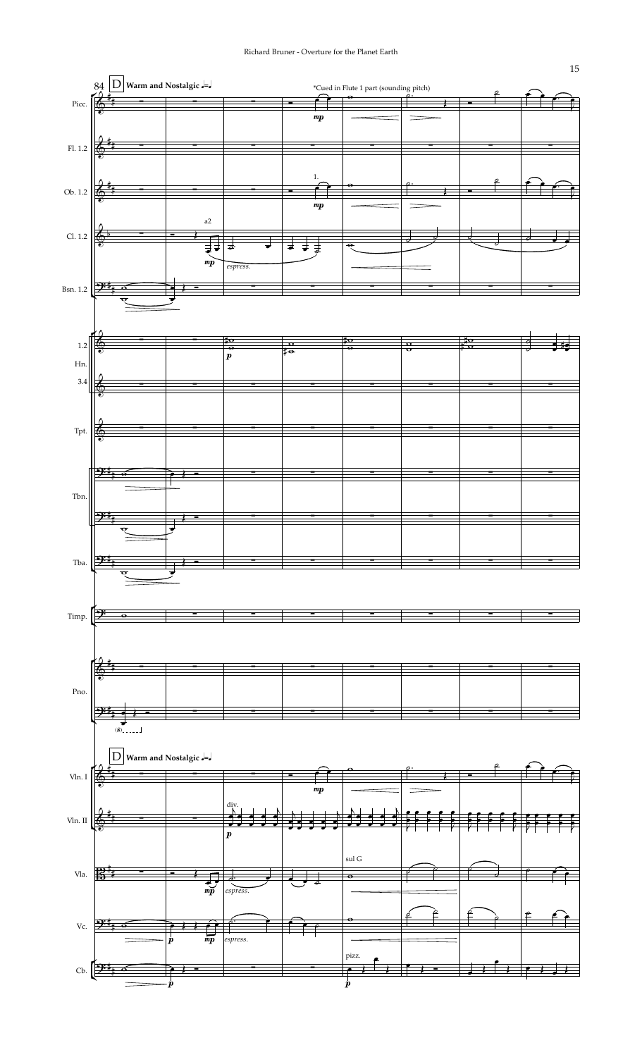84 D **Warm and Nostalgic** 𝅗𝅥 = 𝅗𝅥

*Cued in Flute 1 part (sounding pitch)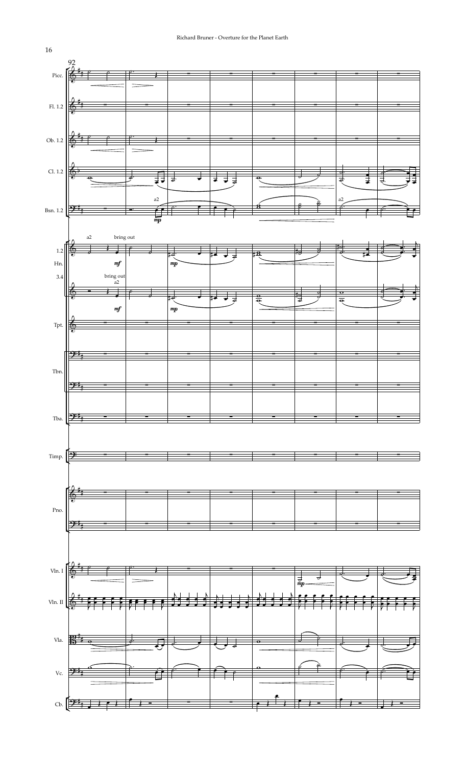92

Picc.

Fl. 1.2

Ob. 1.2

Cl. 1.2

a2

Bsn. 1.2

*mp*

a2

a2 bring out

1.2

Hn.

*mf*

*mp*

3.4

bring out a2

*mf*

*mp*

Tpt.

Tbn.

Tba.

Timp.

Pno.

Vln. I

*mp*

Vln. II

Vla.

Vc.

Cb.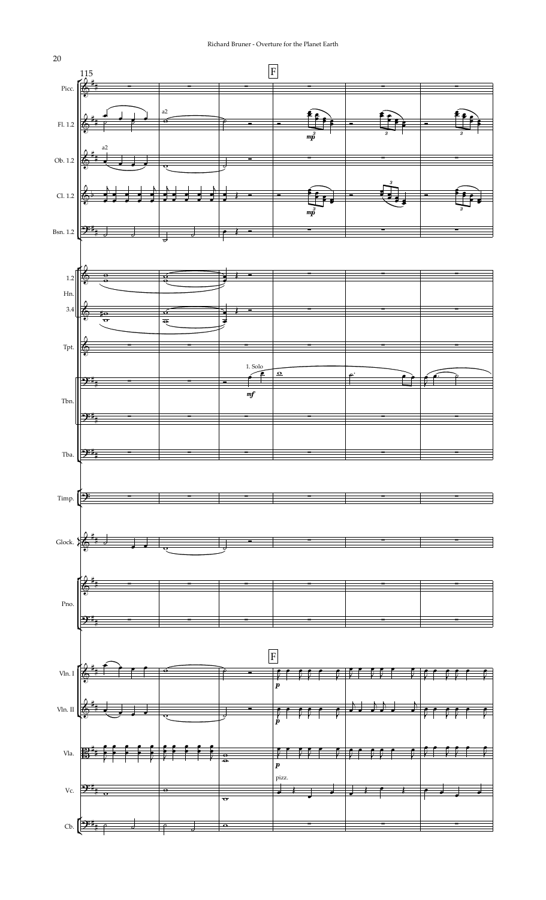115

F

Picc.

Fl. 1.2

a2

*mp*

3

Ob. 1.2

a2

Cl. 1.2

*mp*

3

Bsn. 1.2

1.2

Hn.

3.4

Tpt.

1. Solo

Tbn.

*mf*

Tba.

Timp.

Glock.

Pno.

F

Vln. I

*p*

Vln. II

*p*

Vla.

*p*

pizz.

Vc.

Cb.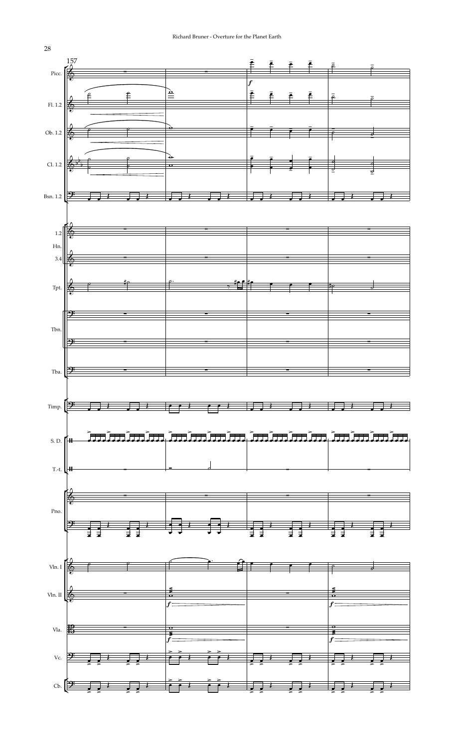Picc.

Fl. 1.2

Ob. 1.2

Cl. 1.2

Bsn. 1.2

1.2 Hn. 3.4

Tpt.

Tbn.

Tba.

Timp.

S. D.

T.-t.

Pno.

Vln. I

Vln. II

Vla.

Vc.

Cb.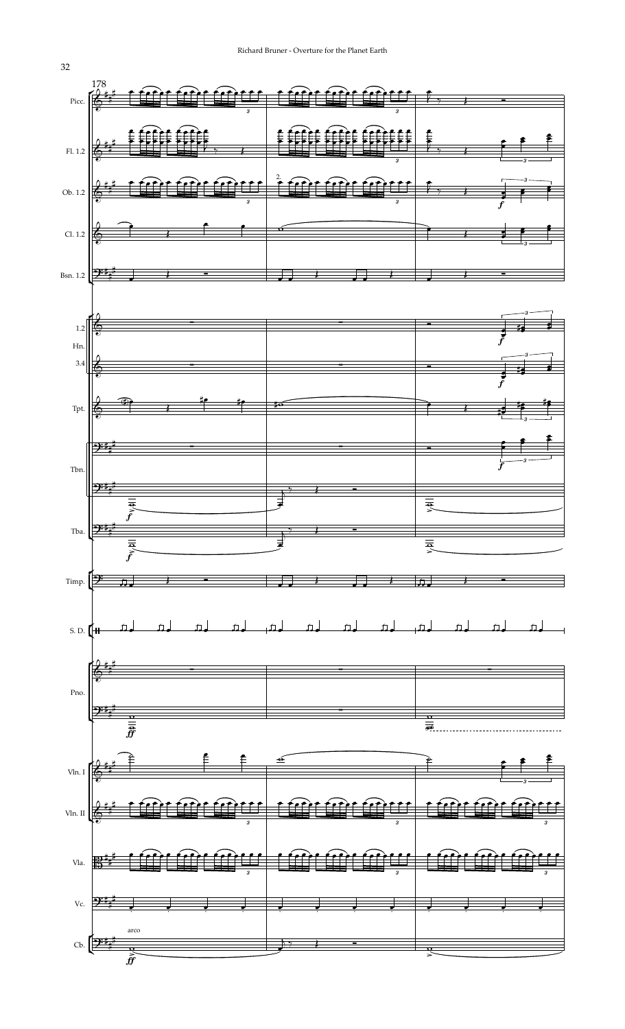178

Picc.

Fl. 1.2

Ob. 1.2

Cl. 1.2

Bsn. 1.2

Hn. 1.2

Hn. 3.4

Tpt.

Tbn.

Tba.

Timp.

S. D.

Pno.

Vln. I

Vln. II

Vla.

Vc.

Cb.

arco